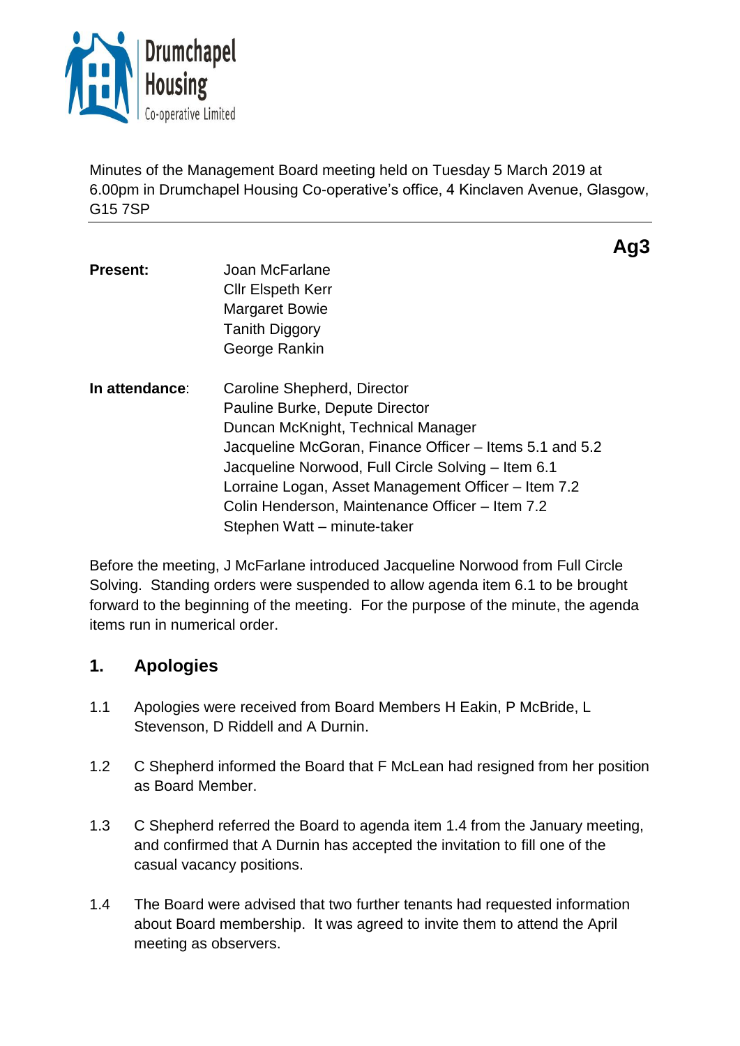Drumchapel Housing Co-operative Limited

Minutes of the Management Board meeting held on Tuesday 5 March 2019 at 6.00pm in Drumchapel Housing Co-operative's office, 4 Kinclaven Avenue, Glasgow, G15 7SP

**Ag3**

| | |
|---|---|
| **Present:** | Joan McFarlane<br>Cllr Elspeth Kerr<br>Margaret Bowie<br>Tanith Diggory<br>George Rankin |
| **In attendance**: | Caroline Shepherd, Director<br>Pauline Burke, Depute Director<br>Duncan McKnight, Technical Manager<br>Jacqueline McGoran, Finance Officer – Items 5.1 and 5.2<br>Jacqueline Norwood, Full Circle Solving – Item 6.1<br>Lorraine Logan, Asset Management Officer – Item 7.2<br>Colin Henderson, Maintenance Officer – Item 7.2<br>Stephen Watt – minute-taker |

Before the meeting, J McFarlane introduced Jacqueline Norwood from Full Circle Solving. Standing orders were suspended to allow agenda item 6.1 to be brought forward to the beginning of the meeting. For the purpose of the minute, the agenda items run in numerical order.

## 1. Apologies

1.1 Apologies were received from Board Members H Eakin, P McBride, L Stevenson, D Riddell and A Durnin.

1.2 C Shepherd informed the Board that F McLean had resigned from her position as Board Member.

1.3 C Shepherd referred the Board to agenda item 1.4 from the January meeting, and confirmed that A Durnin has accepted the invitation to fill one of the casual vacancy positions.

1.4 The Board were advised that two further tenants had requested information about Board membership. It was agreed to invite them to attend the April meeting as observers.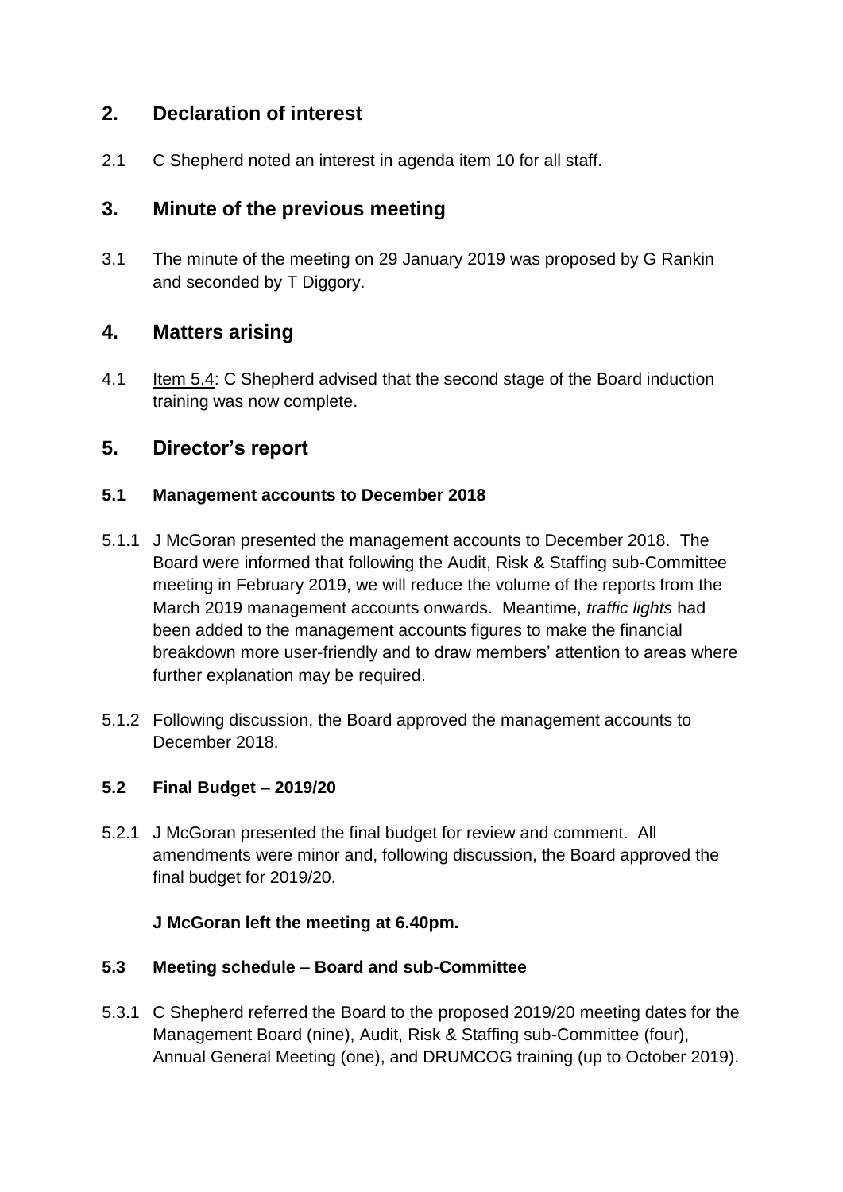## 2. Declaration of interest

2.1 C Shepherd noted an interest in agenda item 10 for all staff.

## 3. Minute of the previous meeting

3.1 The minute of the meeting on 29 January 2019 was proposed by G Rankin and seconded by T Diggory.

## 4. Matters arising

4.1 Item 5.4: C Shepherd advised that the second stage of the Board induction training was now complete.

## 5. Director's report

### 5.1 Management accounts to December 2018

5.1.1 J McGoran presented the management accounts to December 2018. The Board were informed that following the Audit, Risk & Staffing sub-Committee meeting in February 2019, we will reduce the volume of the reports from the March 2019 management accounts onwards. Meantime, *traffic lights* had been added to the management accounts figures to make the financial breakdown more user-friendly and to draw members' attention to areas where further explanation may be required.

5.1.2 Following discussion, the Board approved the management accounts to December 2018.

### 5.2 Final Budget – 2019/20

5.2.1 J McGoran presented the final budget for review and comment. All amendments were minor and, following discussion, the Board approved the final budget for 2019/20.

**J McGoran left the meeting at 6.40pm.**

### 5.3 Meeting schedule – Board and sub-Committee

5.3.1 C Shepherd referred the Board to the proposed 2019/20 meeting dates for the Management Board (nine), Audit, Risk & Staffing sub-Committee (four), Annual General Meeting (one), and DRUMCOG training (up to October 2019).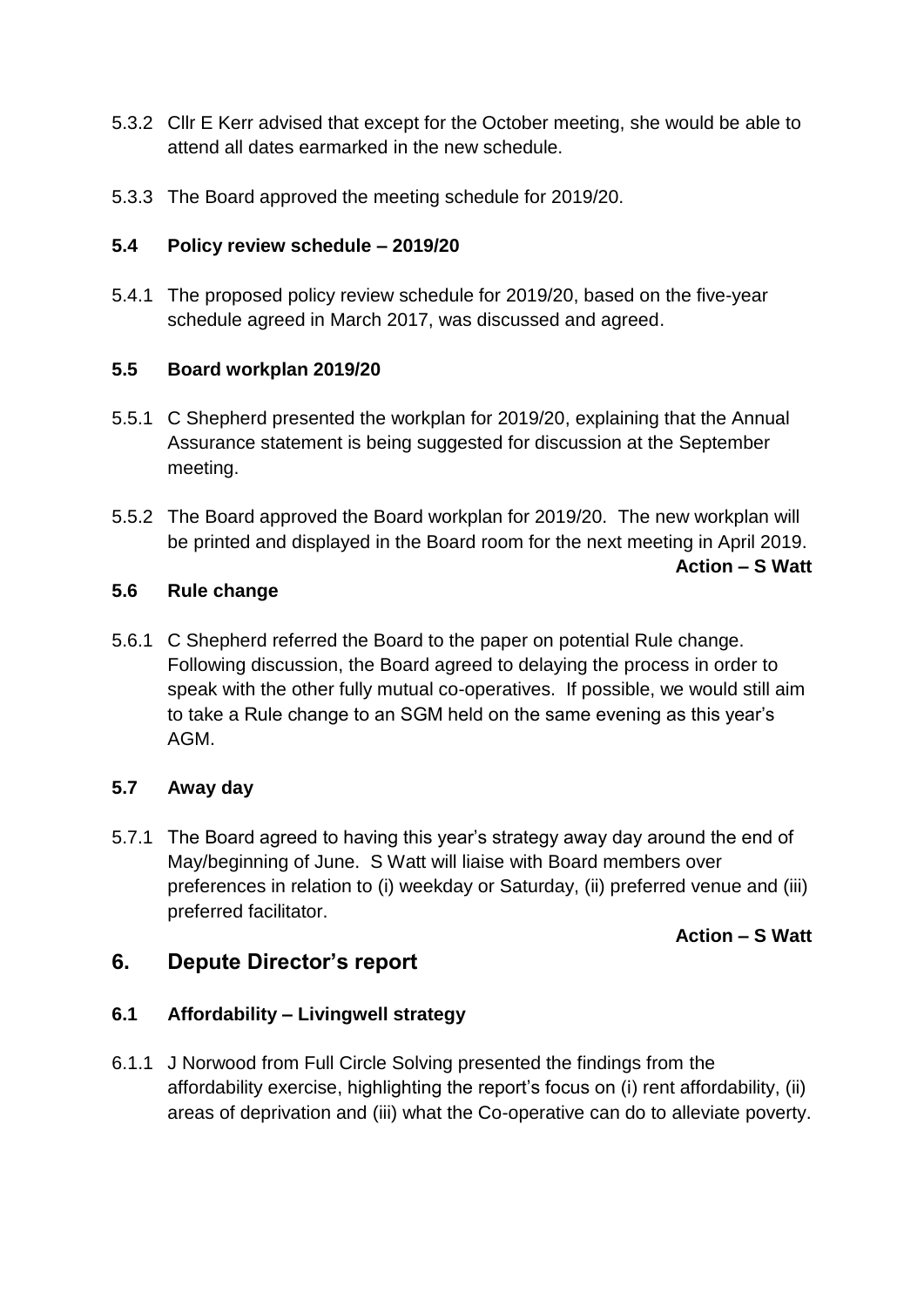5.3.2 Cllr E Kerr advised that except for the October meeting, she would be able to attend all dates earmarked in the new schedule.

5.3.3 The Board approved the meeting schedule for 2019/20.

### 5.4 Policy review schedule – 2019/20

5.4.1 The proposed policy review schedule for 2019/20, based on the five-year schedule agreed in March 2017, was discussed and agreed.

### 5.5 Board workplan 2019/20

5.5.1 C Shepherd presented the workplan for 2019/20, explaining that the Annual Assurance statement is being suggested for discussion at the September meeting.

5.5.2 The Board approved the Board workplan for 2019/20. The new workplan will be printed and displayed in the Board room for the next meeting in April 2019.

**Action – S Watt**

### 5.6 Rule change

5.6.1 C Shepherd referred the Board to the paper on potential Rule change. Following discussion, the Board agreed to delaying the process in order to speak with the other fully mutual co-operatives. If possible, we would still aim to take a Rule change to an SGM held on the same evening as this year's AGM.

### 5.7 Away day

5.7.1 The Board agreed to having this year's strategy away day around the end of May/beginning of June. S Watt will liaise with Board members over preferences in relation to (i) weekday or Saturday, (ii) preferred venue and (iii) preferred facilitator.

**Action – S Watt**

## 6. Depute Director's report

### 6.1 Affordability – Livingwell strategy

6.1.1 J Norwood from Full Circle Solving presented the findings from the affordability exercise, highlighting the report's focus on (i) rent affordability, (ii) areas of deprivation and (iii) what the Co-operative can do to alleviate poverty.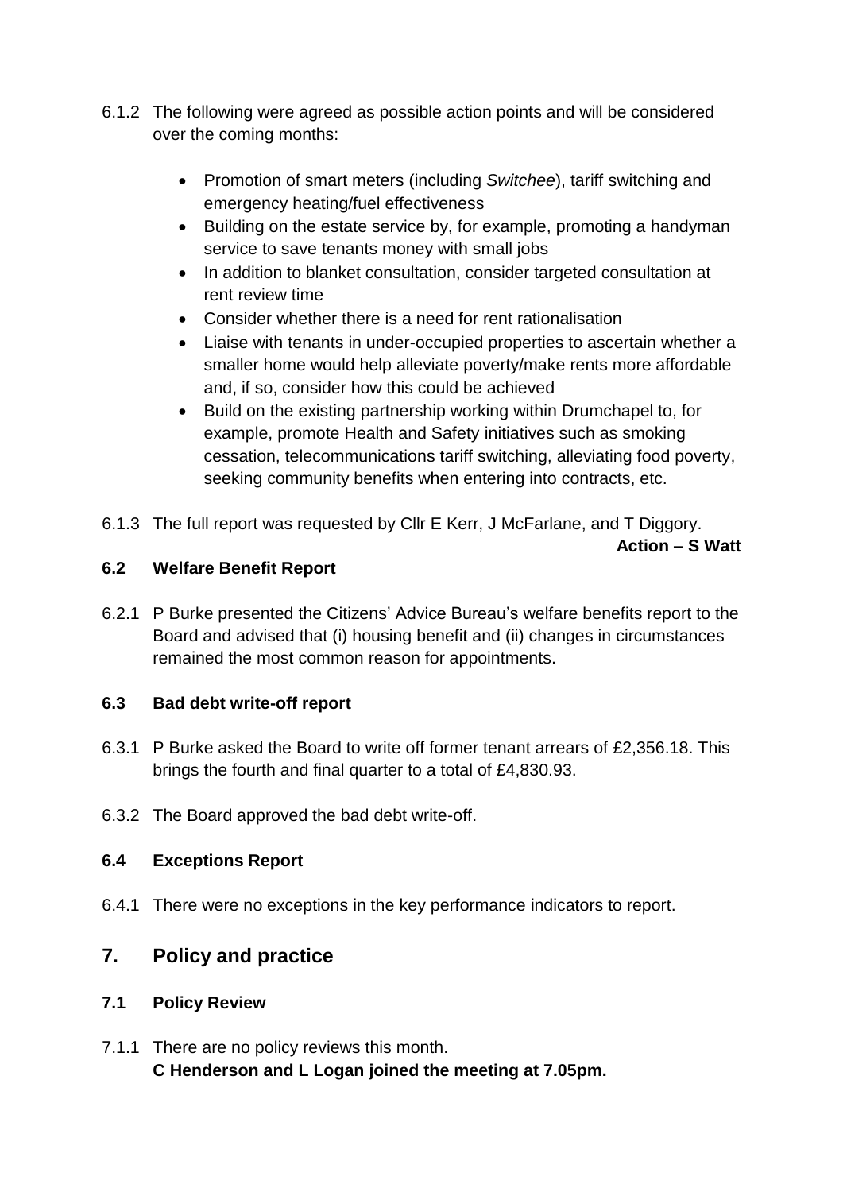6.1.2 The following were agreed as possible action points and will be considered over the coming months:

- Promotion of smart meters (including *Switchee*), tariff switching and emergency heating/fuel effectiveness
- Building on the estate service by, for example, promoting a handyman service to save tenants money with small jobs
- In addition to blanket consultation, consider targeted consultation at rent review time
- Consider whether there is a need for rent rationalisation
- Liaise with tenants in under-occupied properties to ascertain whether a smaller home would help alleviate poverty/make rents more affordable and, if so, consider how this could be achieved
- Build on the existing partnership working within Drumchapel to, for example, promote Health and Safety initiatives such as smoking cessation, telecommunications tariff switching, alleviating food poverty, seeking community benefits when entering into contracts, etc.

6.1.3 The full report was requested by Cllr E Kerr, J McFarlane, and T Diggory.

**Action – S Watt**

### 6.2 Welfare Benefit Report

6.2.1 P Burke presented the Citizens' Advice Bureau's welfare benefits report to the Board and advised that (i) housing benefit and (ii) changes in circumstances remained the most common reason for appointments.

### 6.3 Bad debt write-off report

6.3.1 P Burke asked the Board to write off former tenant arrears of £2,356.18. This brings the fourth and final quarter to a total of £4,830.93.

6.3.2 The Board approved the bad debt write-off.

### 6.4 Exceptions Report

6.4.1 There were no exceptions in the key performance indicators to report.

## 7. Policy and practice

### 7.1 Policy Review

7.1.1 There are no policy reviews this month.

**C Henderson and L Logan joined the meeting at 7.05pm.**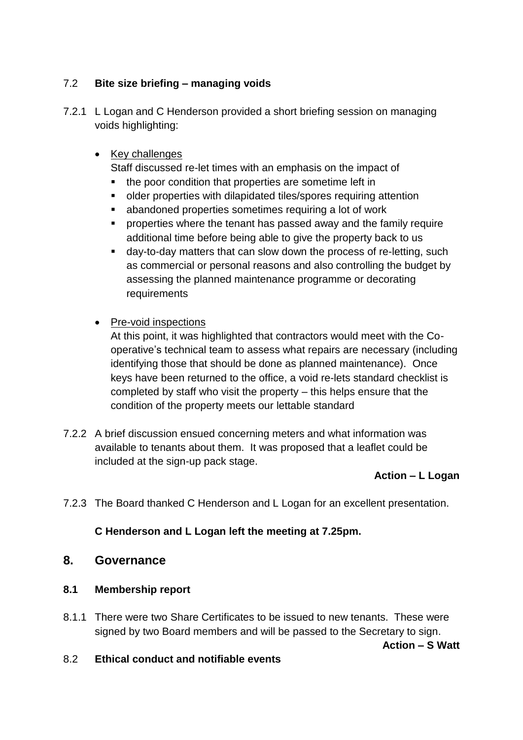### 7.2 **Bite size briefing – managing voids**

7.2.1 L Logan and C Henderson provided a short briefing session on managing voids highlighting:

- Key challenges
  Staff discussed re-let times with an emphasis on the impact of
  - the poor condition that properties are sometime left in
  - older properties with dilapidated tiles/spores requiring attention
  - abandoned properties sometimes requiring a lot of work
  - properties where the tenant has passed away and the family require additional time before being able to give the property back to us
  - day-to-day matters that can slow down the process of re-letting, such as commercial or personal reasons and also controlling the budget by assessing the planned maintenance programme or decorating requirements

- Pre-void inspections
  At this point, it was highlighted that contractors would meet with the Co-operative's technical team to assess what repairs are necessary (including identifying those that should be done as planned maintenance). Once keys have been returned to the office, a void re-lets standard checklist is completed by staff who visit the property – this helps ensure that the condition of the property meets our lettable standard

7.2.2 A brief discussion ensued concerning meters and what information was available to tenants about them. It was proposed that a leaflet could be included at the sign-up pack stage.

**Action – L Logan**

7.2.3 The Board thanked C Henderson and L Logan for an excellent presentation.

**C Henderson and L Logan left the meeting at 7.25pm.**

## 8. Governance

### 8.1 Membership report

8.1.1 There were two Share Certificates to be issued to new tenants. These were signed by two Board members and will be passed to the Secretary to sign.

**Action – S Watt**

### 8.2 **Ethical conduct and notifiable events**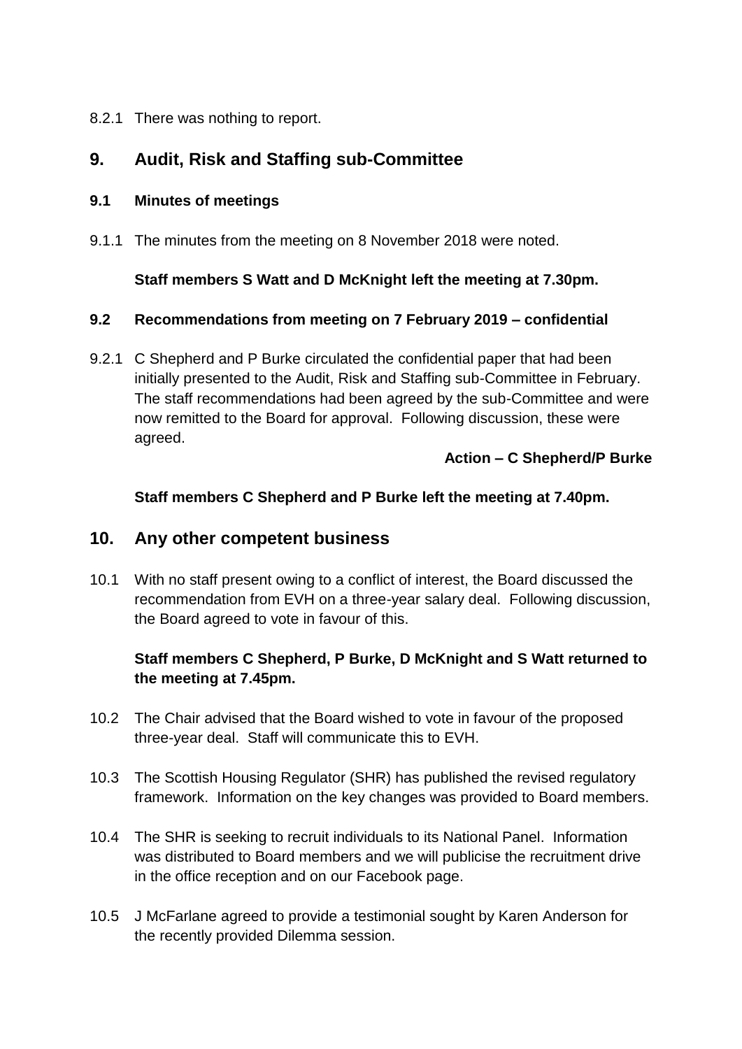8.2.1 There was nothing to report.

## 9. Audit, Risk and Staffing sub-Committee

### 9.1 Minutes of meetings

9.1.1 The minutes from the meeting on 8 November 2018 were noted.

**Staff members S Watt and D McKnight left the meeting at 7.30pm.**

### 9.2 Recommendations from meeting on 7 February 2019 – confidential

9.2.1 C Shepherd and P Burke circulated the confidential paper that had been initially presented to the Audit, Risk and Staffing sub-Committee in February. The staff recommendations had been agreed by the sub-Committee and were now remitted to the Board for approval. Following discussion, these were agreed.

**Action – C Shepherd/P Burke**

**Staff members C Shepherd and P Burke left the meeting at 7.40pm.**

## 10. Any other competent business

10.1 With no staff present owing to a conflict of interest, the Board discussed the recommendation from EVH on a three-year salary deal. Following discussion, the Board agreed to vote in favour of this.

**Staff members C Shepherd, P Burke, D McKnight and S Watt returned to the meeting at 7.45pm.**

10.2 The Chair advised that the Board wished to vote in favour of the proposed three-year deal. Staff will communicate this to EVH.

10.3 The Scottish Housing Regulator (SHR) has published the revised regulatory framework. Information on the key changes was provided to Board members.

10.4 The SHR is seeking to recruit individuals to its National Panel. Information was distributed to Board members and we will publicise the recruitment drive in the office reception and on our Facebook page.

10.5 J McFarlane agreed to provide a testimonial sought by Karen Anderson for the recently provided Dilemma session.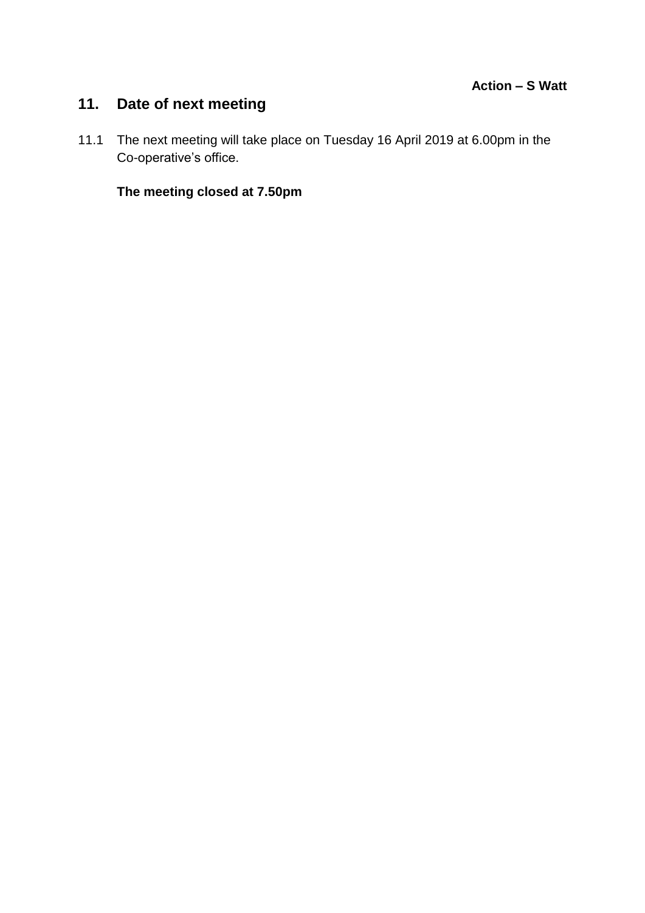**Action – S Watt**

## 11. Date of next meeting

11.1 The next meeting will take place on Tuesday 16 April 2019 at 6.00pm in the Co-operative's office.

**The meeting closed at 7.50pm**